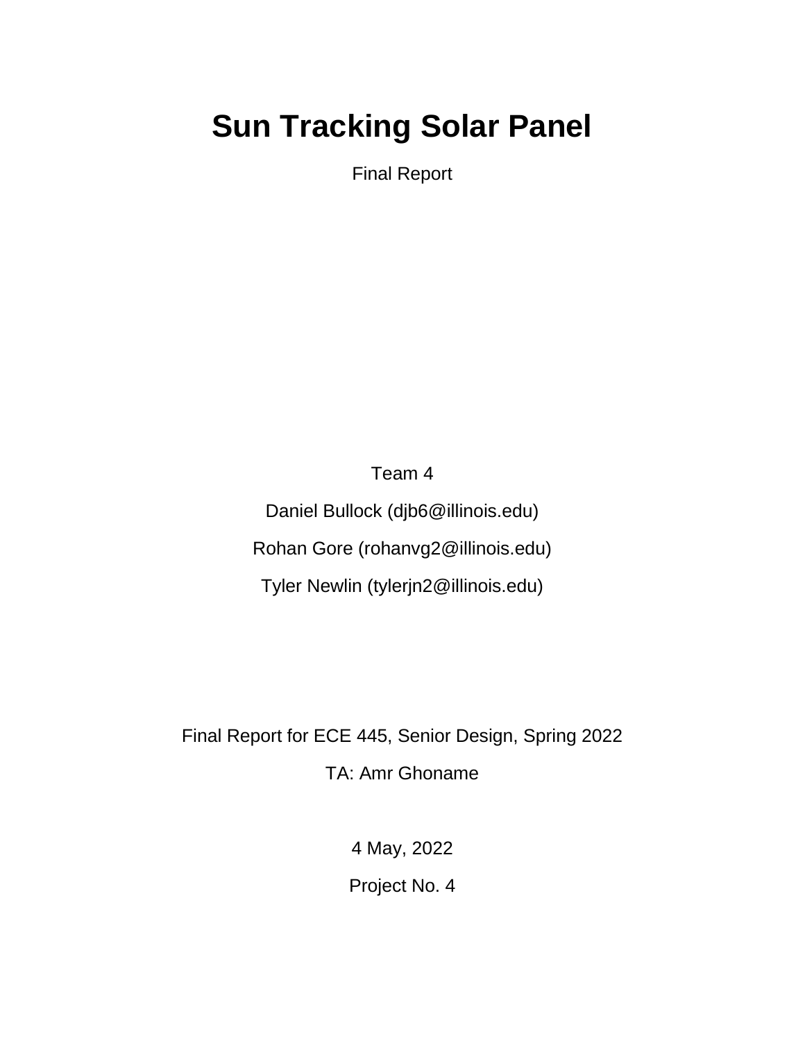# Sun Tracking Solar Panel

Final Report

Team 4

Daniel Bullock (djb6@illinois.edu)

Rohan Gore (rohanvg2@illinois.edu)

Tyler Newlin (tylerjn2@illinois.edu)

Final Report for ECE 445, Senior Design, Spring 2022

TA: Amr Ghoname

4 May, 2022

Project No. 4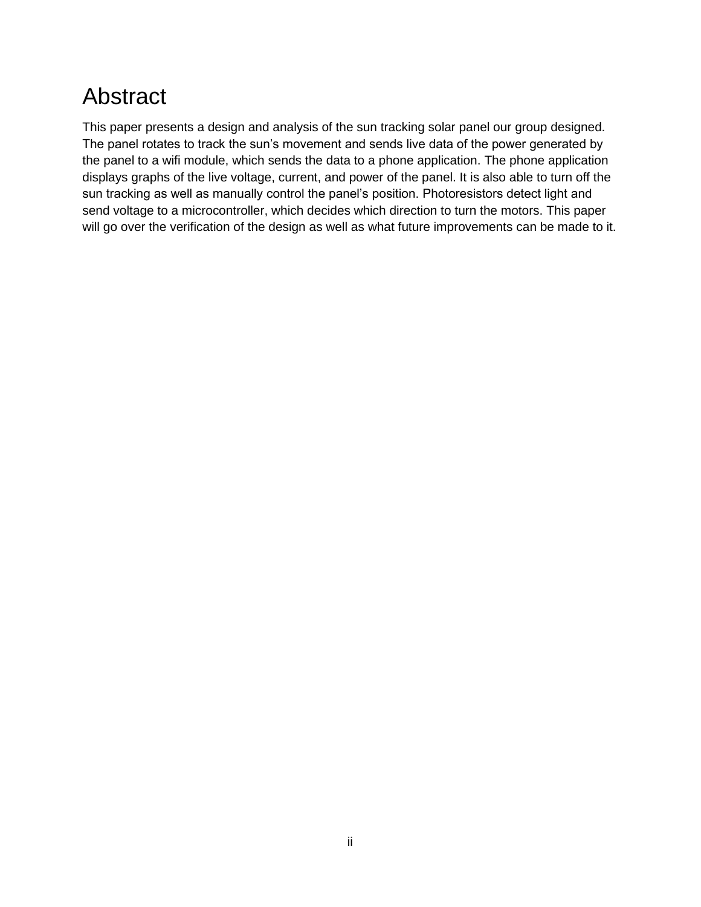# Abstract

This paper presents a design and analysis of the sun tracking solar panel our group designed. The panel rotates to track the sun's movement and sends live data of the power generated by the panel to a wifi module, which sends the data to a phone application. The phone application displays graphs of the live voltage, current, and power of the panel. It is also able to turn off the sun tracking as well as manually control the panel's position. Photoresistors detect light and send voltage to a microcontroller, which decides which direction to turn the motors. This paper will go over the verification of the design as well as what future improvements can be made to it.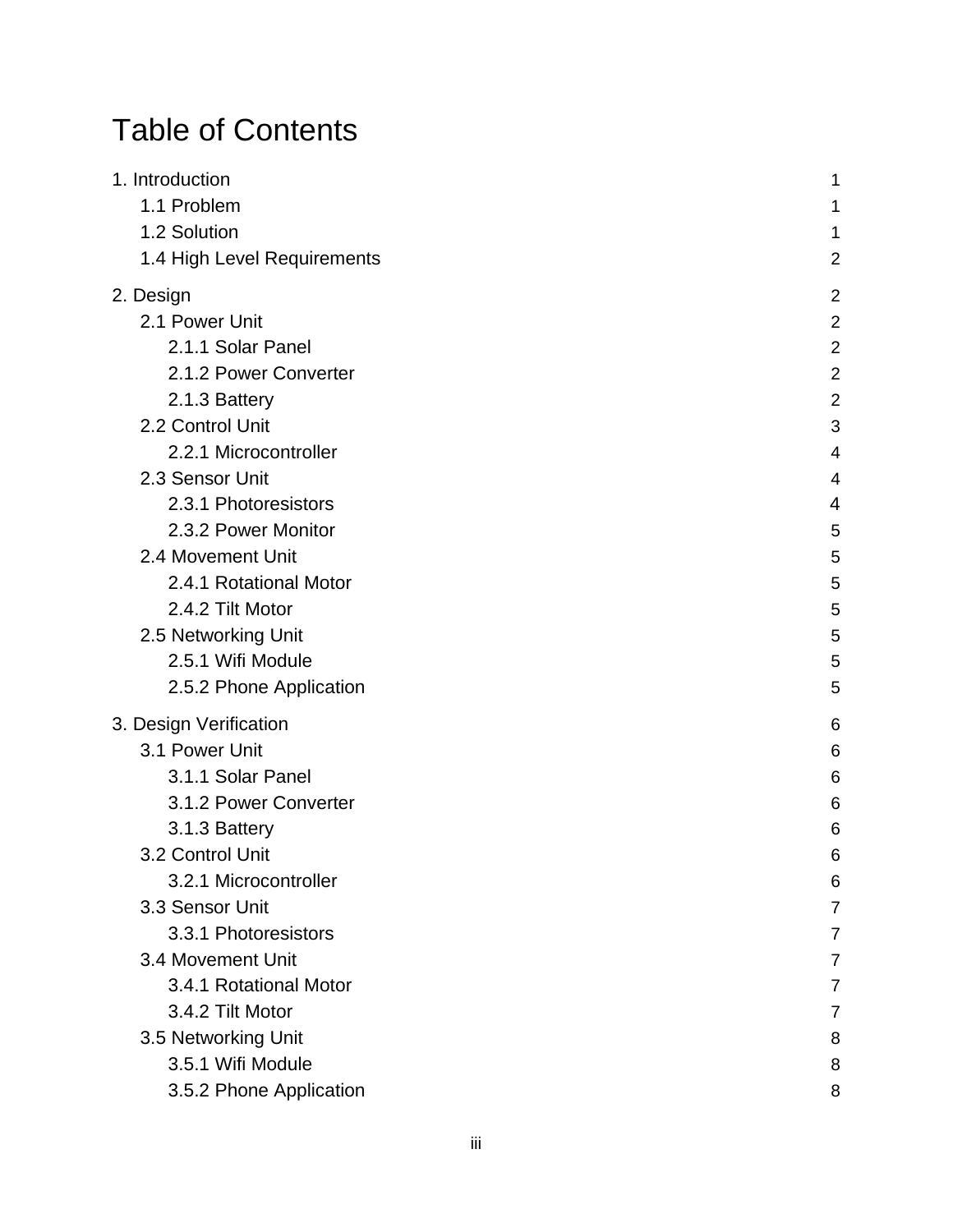# Table of Contents

1. Introduction 1
    - 1.1 Problem 1
    - 1.2 Solution 1
    - 1.4 High Level Requirements 2

2. Design 2
    - 2.1 Power Unit 2
        - 2.1.1 Solar Panel 2
        - 2.1.2 Power Converter 2
        - 2.1.3 Battery 2
    - 2.2 Control Unit 3
        - 2.2.1 Microcontroller 4
    - 2.3 Sensor Unit 4
        - 2.3.1 Photoresistors 4
        - 2.3.2 Power Monitor 5
    - 2.4 Movement Unit 5
        - 2.4.1 Rotational Motor 5
        - 2.4.2 Tilt Motor 5
    - 2.5 Networking Unit 5
        - 2.5.1 Wifi Module 5
        - 2.5.2 Phone Application 5

3. Design Verification 6
    - 3.1 Power Unit 6
        - 3.1.1 Solar Panel 6
        - 3.1.2 Power Converter 6
        - 3.1.3 Battery 6
    - 3.2 Control Unit 6
        - 3.2.1 Microcontroller 6
    - 3.3 Sensor Unit 7
        - 3.3.1 Photoresistors 7
    - 3.4 Movement Unit 7
        - 3.4.1 Rotational Motor 7
        - 3.4.2 Tilt Motor 7
    - 3.5 Networking Unit 8
        - 3.5.1 Wifi Module 8
        - 3.5.2 Phone Application 8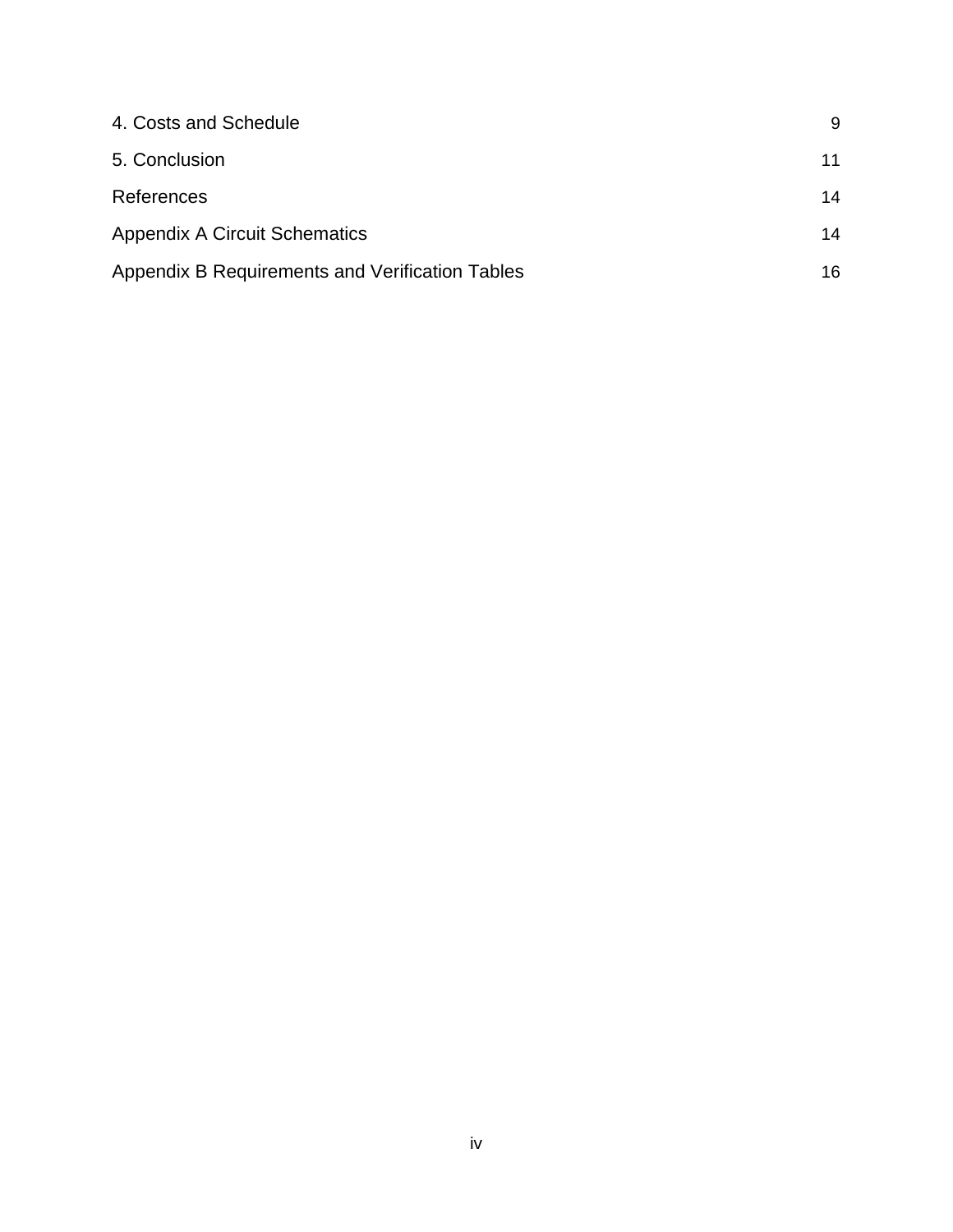| | |
|---|---|
| 4. Costs and Schedule | 9 |
| 5. Conclusion | 11 |
| References | 14 |
| Appendix A Circuit Schematics | 14 |
| Appendix B Requirements and Verification Tables | 16 |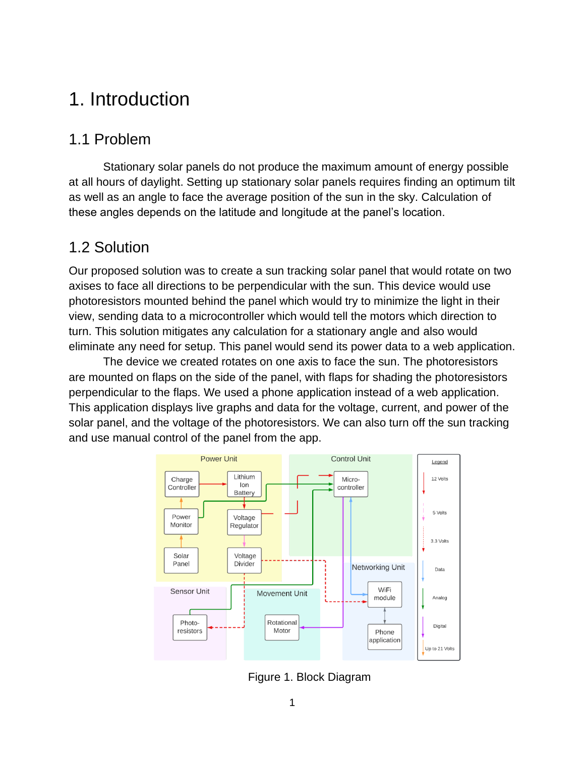# 1. Introduction

## 1.1 Problem

Stationary solar panels do not produce the maximum amount of energy possible at all hours of daylight. Setting up stationary solar panels requires finding an optimum tilt as well as an angle to face the average position of the sun in the sky. Calculation of these angles depends on the latitude and longitude at the panel's location.

## 1.2 Solution

Our proposed solution was to create a sun tracking solar panel that would rotate on two axises to face all directions to be perpendicular with the sun. This device would use photoresistors mounted behind the panel which would try to minimize the light in their view, sending data to a microcontroller which would tell the motors which direction to turn. This solution mitigates any calculation for a stationary angle and also would eliminate any need for setup. This panel would send its power data to a web application.

The device we created rotates on one axis to face the sun. The photoresistors are mounted on flaps on the side of the panel, with flaps for shading the photoresistors perpendicular to the flaps. We used a phone application instead of a web application. This application displays live graphs and data for the voltage, current, and power of the solar panel, and the voltage of the photoresistors. We can also turn off the sun tracking and use manual control of the panel from the app.

Figure 1. Block Diagram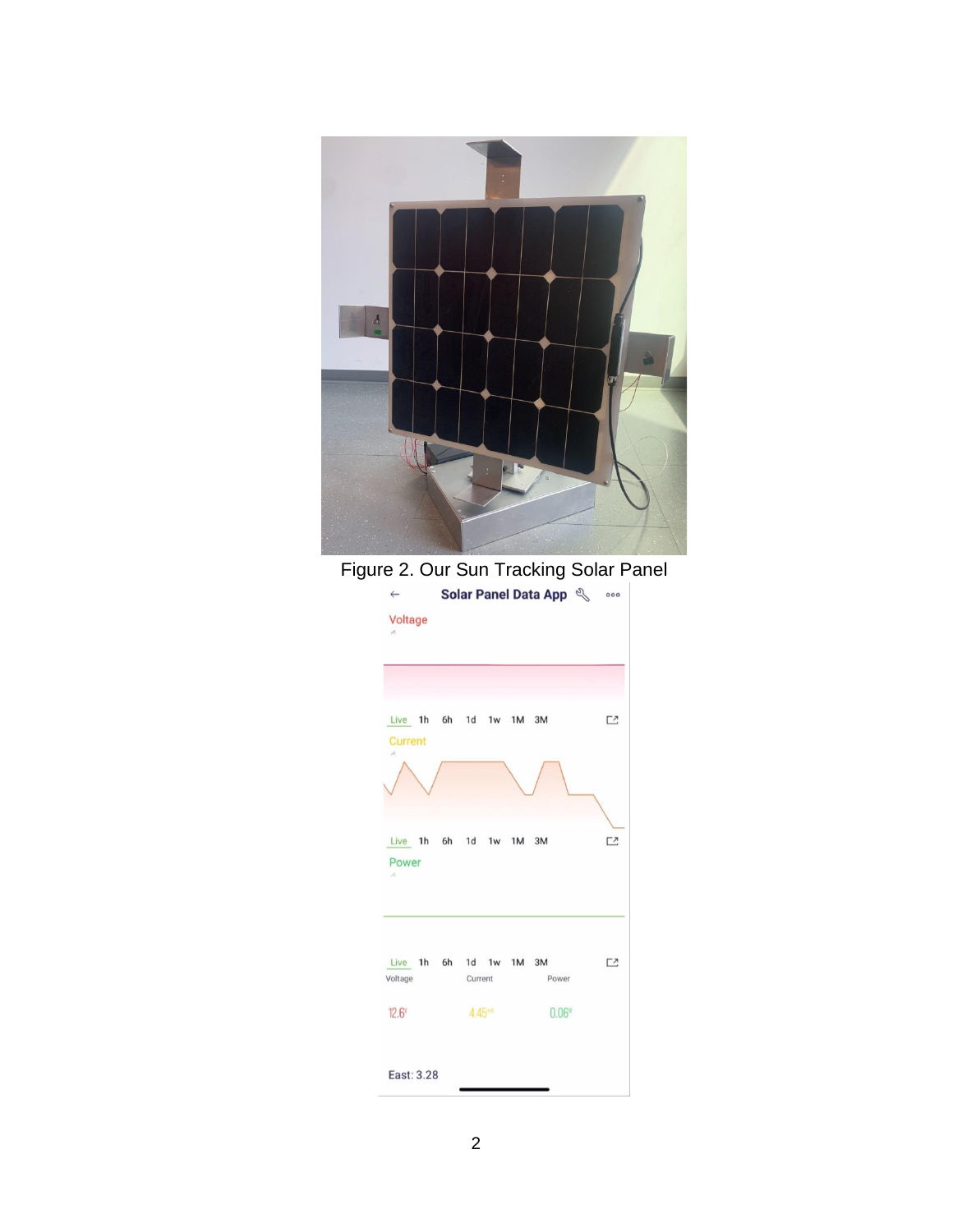Figure 2. Our Sun Tracking Solar Panel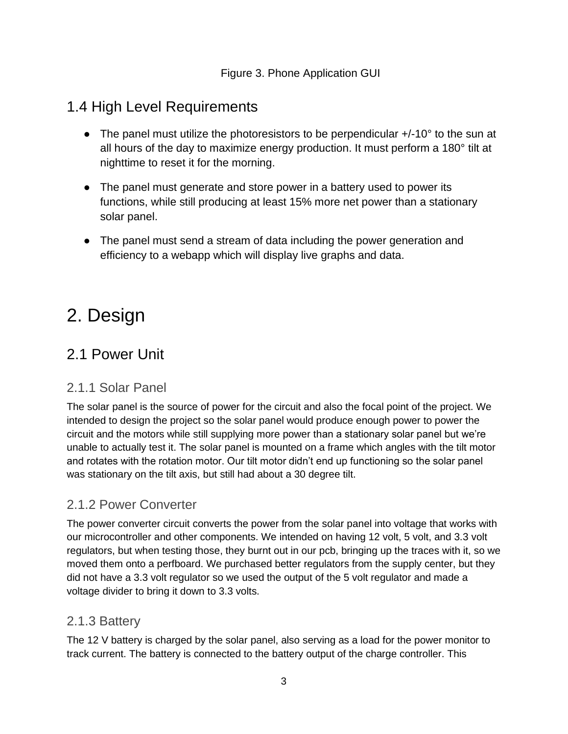Figure 3. Phone Application GUI

## 1.4 High Level Requirements

- The panel must utilize the photoresistors to be perpendicular +/-10° to the sun at all hours of the day to maximize energy production. It must perform a 180° tilt at nighttime to reset it for the morning.
- The panel must generate and store power in a battery used to power its functions, while still producing at least 15% more net power than a stationary solar panel.
- The panel must send a stream of data including the power generation and efficiency to a webapp which will display live graphs and data.

# 2. Design

## 2.1 Power Unit

### 2.1.1 Solar Panel

The solar panel is the source of power for the circuit and also the focal point of the project. We intended to design the project so the solar panel would produce enough power to power the circuit and the motors while still supplying more power than a stationary solar panel but we're unable to actually test it. The solar panel is mounted on a frame which angles with the tilt motor and rotates with the rotation motor. Our tilt motor didn't end up functioning so the solar panel was stationary on the tilt axis, but still had about a 30 degree tilt.

### 2.1.2 Power Converter

The power converter circuit converts the power from the solar panel into voltage that works with our microcontroller and other components. We intended on having 12 volt, 5 volt, and 3.3 volt regulators, but when testing those, they burnt out in our pcb, bringing up the traces with it, so we moved them onto a perfboard. We purchased better regulators from the supply center, but they did not have a 3.3 volt regulator so we used the output of the 5 volt regulator and made a voltage divider to bring it down to 3.3 volts.

### 2.1.3 Battery

The 12 V battery is charged by the solar panel, also serving as a load for the power monitor to track current. The battery is connected to the battery output of the charge controller. This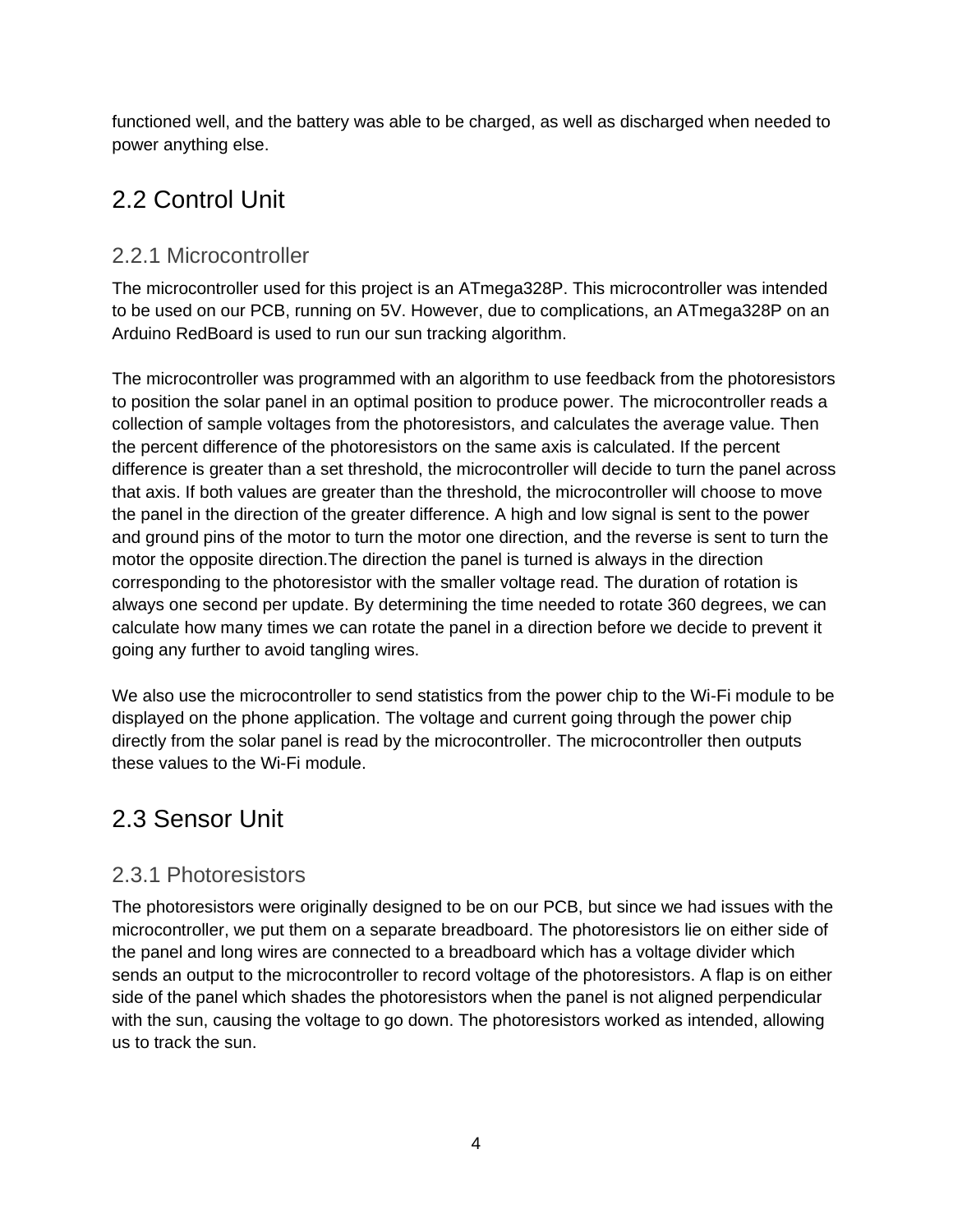functioned well, and the battery was able to be charged, as well as discharged when needed to power anything else.

## 2.2 Control Unit

### 2.2.1 Microcontroller

The microcontroller used for this project is an ATmega328P. This microcontroller was intended to be used on our PCB, running on 5V. However, due to complications, an ATmega328P on an Arduino RedBoard is used to run our sun tracking algorithm.

The microcontroller was programmed with an algorithm to use feedback from the photoresistors to position the solar panel in an optimal position to produce power. The microcontroller reads a collection of sample voltages from the photoresistors, and calculates the average value. Then the percent difference of the photoresistors on the same axis is calculated. If the percent difference is greater than a set threshold, the microcontroller will decide to turn the panel across that axis. If both values are greater than the threshold, the microcontroller will choose to move the panel in the direction of the greater difference. A high and low signal is sent to the power and ground pins of the motor to turn the motor one direction, and the reverse is sent to turn the motor the opposite direction.The direction the panel is turned is always in the direction corresponding to the photoresistor with the smaller voltage read. The duration of rotation is always one second per update. By determining the time needed to rotate 360 degrees, we can calculate how many times we can rotate the panel in a direction before we decide to prevent it going any further to avoid tangling wires.

We also use the microcontroller to send statistics from the power chip to the Wi-Fi module to be displayed on the phone application. The voltage and current going through the power chip directly from the solar panel is read by the microcontroller. The microcontroller then outputs these values to the Wi-Fi module.

## 2.3 Sensor Unit

### 2.3.1 Photoresistors

The photoresistors were originally designed to be on our PCB, but since we had issues with the microcontroller, we put them on a separate breadboard. The photoresistors lie on either side of the panel and long wires are connected to a breadboard which has a voltage divider which sends an output to the microcontroller to record voltage of the photoresistors. A flap is on either side of the panel which shades the photoresistors when the panel is not aligned perpendicular with the sun, causing the voltage to go down. The photoresistors worked as intended, allowing us to track the sun.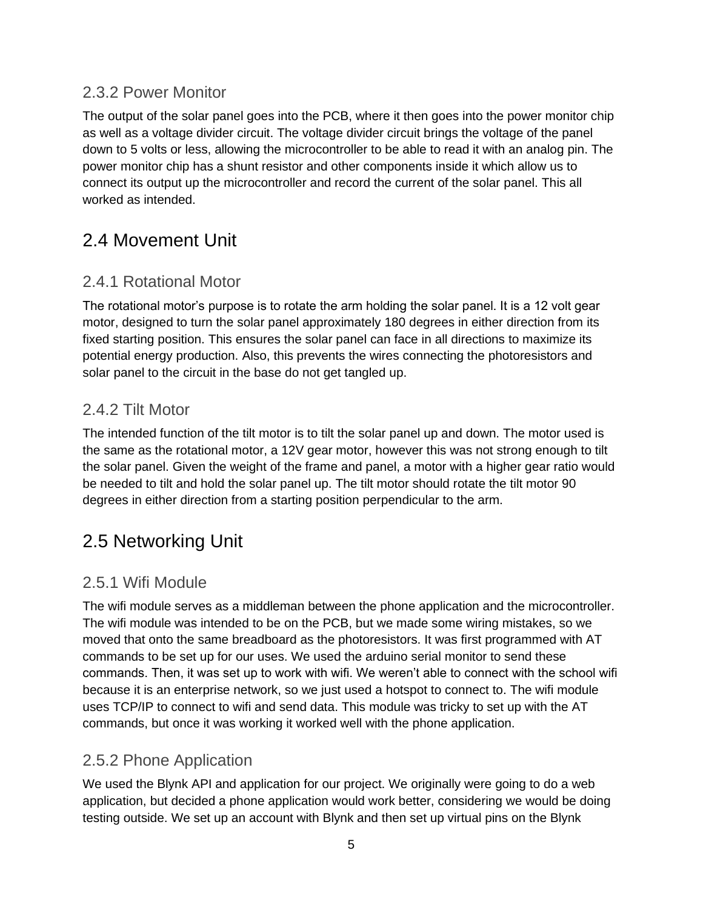### 2.3.2 Power Monitor

The output of the solar panel goes into the PCB, where it then goes into the power monitor chip as well as a voltage divider circuit. The voltage divider circuit brings the voltage of the panel down to 5 volts or less, allowing the microcontroller to be able to read it with an analog pin. The power monitor chip has a shunt resistor and other components inside it which allow us to connect its output up the microcontroller and record the current of the solar panel. This all worked as intended.

## 2.4 Movement Unit

### 2.4.1 Rotational Motor

The rotational motor's purpose is to rotate the arm holding the solar panel. It is a 12 volt gear motor, designed to turn the solar panel approximately 180 degrees in either direction from its fixed starting position. This ensures the solar panel can face in all directions to maximize its potential energy production. Also, this prevents the wires connecting the photoresistors and solar panel to the circuit in the base do not get tangled up.

### 2.4.2 Tilt Motor

The intended function of the tilt motor is to tilt the solar panel up and down. The motor used is the same as the rotational motor, a 12V gear motor, however this was not strong enough to tilt the solar panel. Given the weight of the frame and panel, a motor with a higher gear ratio would be needed to tilt and hold the solar panel up. The tilt motor should rotate the tilt motor 90 degrees in either direction from a starting position perpendicular to the arm.

## 2.5 Networking Unit

### 2.5.1 Wifi Module

The wifi module serves as a middleman between the phone application and the microcontroller. The wifi module was intended to be on the PCB, but we made some wiring mistakes, so we moved that onto the same breadboard as the photoresistors. It was first programmed with AT commands to be set up for our uses. We used the arduino serial monitor to send these commands. Then, it was set up to work with wifi. We weren't able to connect with the school wifi because it is an enterprise network, so we just used a hotspot to connect to. The wifi module uses TCP/IP to connect to wifi and send data. This module was tricky to set up with the AT commands, but once it was working it worked well with the phone application.

### 2.5.2 Phone Application

We used the Blynk API and application for our project. We originally were going to do a web application, but decided a phone application would work better, considering we would be doing testing outside. We set up an account with Blynk and then set up virtual pins on the Blynk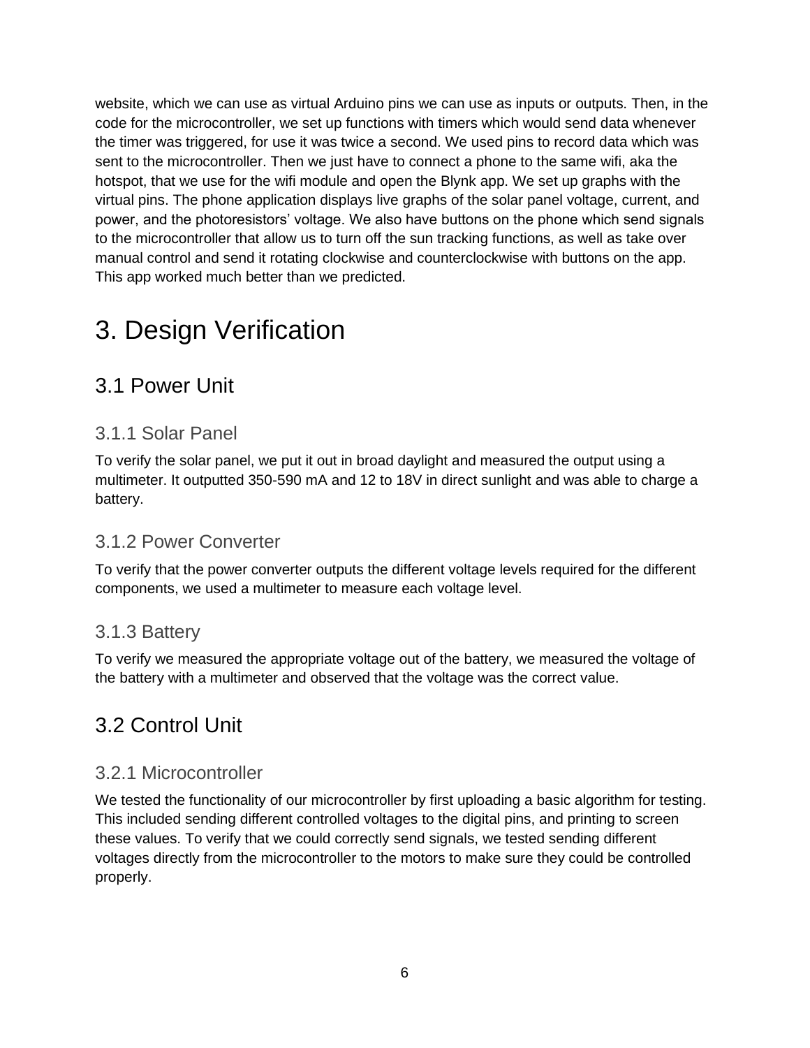website, which we can use as virtual Arduino pins we can use as inputs or outputs. Then, in the code for the microcontroller, we set up functions with timers which would send data whenever the timer was triggered, for use it was twice a second. We used pins to record data which was sent to the microcontroller. Then we just have to connect a phone to the same wifi, aka the hotspot, that we use for the wifi module and open the Blynk app. We set up graphs with the virtual pins. The phone application displays live graphs of the solar panel voltage, current, and power, and the photoresistors' voltage. We also have buttons on the phone which send signals to the microcontroller that allow us to turn off the sun tracking functions, as well as take over manual control and send it rotating clockwise and counterclockwise with buttons on the app. This app worked much better than we predicted.

# 3. Design Verification

## 3.1 Power Unit

### 3.1.1 Solar Panel

To verify the solar panel, we put it out in broad daylight and measured the output using a multimeter. It outputted 350-590 mA and 12 to 18V in direct sunlight and was able to charge a battery.

### 3.1.2 Power Converter

To verify that the power converter outputs the different voltage levels required for the different components, we used a multimeter to measure each voltage level.

### 3.1.3 Battery

To verify we measured the appropriate voltage out of the battery, we measured the voltage of the battery with a multimeter and observed that the voltage was the correct value.

## 3.2 Control Unit

### 3.2.1 Microcontroller

We tested the functionality of our microcontroller by first uploading a basic algorithm for testing. This included sending different controlled voltages to the digital pins, and printing to screen these values. To verify that we could correctly send signals, we tested sending different voltages directly from the microcontroller to the motors to make sure they could be controlled properly.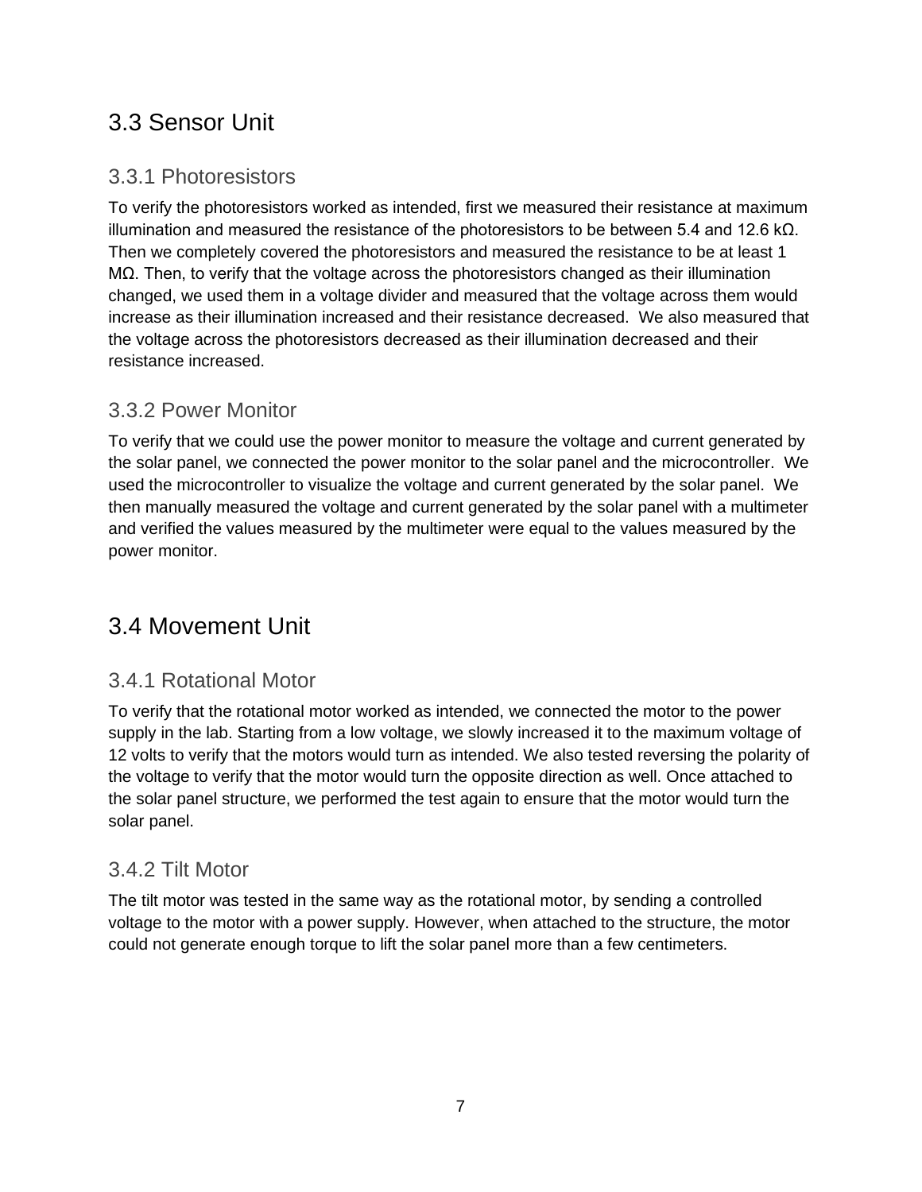## 3.3 Sensor Unit

### 3.3.1 Photoresistors

To verify the photoresistors worked as intended, first we measured their resistance at maximum illumination and measured the resistance of the photoresistors to be between 5.4 and 12.6 kΩ. Then we completely covered the photoresistors and measured the resistance to be at least 1 MΩ. Then, to verify that the voltage across the photoresistors changed as their illumination changed, we used them in a voltage divider and measured that the voltage across them would increase as their illumination increased and their resistance decreased. We also measured that the voltage across the photoresistors decreased as their illumination decreased and their resistance increased.

### 3.3.2 Power Monitor

To verify that we could use the power monitor to measure the voltage and current generated by the solar panel, we connected the power monitor to the solar panel and the microcontroller. We used the microcontroller to visualize the voltage and current generated by the solar panel. We then manually measured the voltage and current generated by the solar panel with a multimeter and verified the values measured by the multimeter were equal to the values measured by the power monitor.

## 3.4 Movement Unit

### 3.4.1 Rotational Motor

To verify that the rotational motor worked as intended, we connected the motor to the power supply in the lab. Starting from a low voltage, we slowly increased it to the maximum voltage of 12 volts to verify that the motors would turn as intended. We also tested reversing the polarity of the voltage to verify that the motor would turn the opposite direction as well. Once attached to the solar panel structure, we performed the test again to ensure that the motor would turn the solar panel.

### 3.4.2 Tilt Motor

The tilt motor was tested in the same way as the rotational motor, by sending a controlled voltage to the motor with a power supply. However, when attached to the structure, the motor could not generate enough torque to lift the solar panel more than a few centimeters.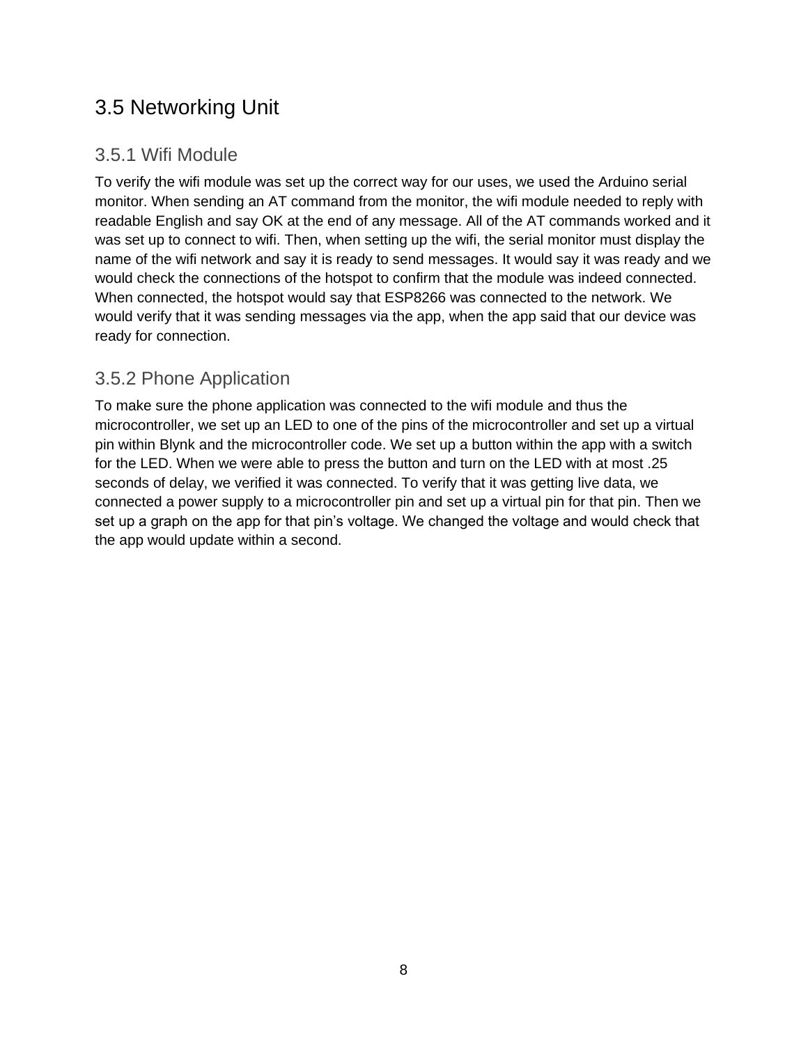## 3.5 Networking Unit

### 3.5.1 Wifi Module

To verify the wifi module was set up the correct way for our uses, we used the Arduino serial monitor. When sending an AT command from the monitor, the wifi module needed to reply with readable English and say OK at the end of any message. All of the AT commands worked and it was set up to connect to wifi. Then, when setting up the wifi, the serial monitor must display the name of the wifi network and say it is ready to send messages. It would say it was ready and we would check the connections of the hotspot to confirm that the module was indeed connected. When connected, the hotspot would say that ESP8266 was connected to the network. We would verify that it was sending messages via the app, when the app said that our device was ready for connection.

### 3.5.2 Phone Application

To make sure the phone application was connected to the wifi module and thus the microcontroller, we set up an LED to one of the pins of the microcontroller and set up a virtual pin within Blynk and the microcontroller code. We set up a button within the app with a switch for the LED. When we were able to press the button and turn on the LED with at most .25 seconds of delay, we verified it was connected. To verify that it was getting live data, we connected a power supply to a microcontroller pin and set up a virtual pin for that pin. Then we set up a graph on the app for that pin's voltage. We changed the voltage and would check that the app would update within a second.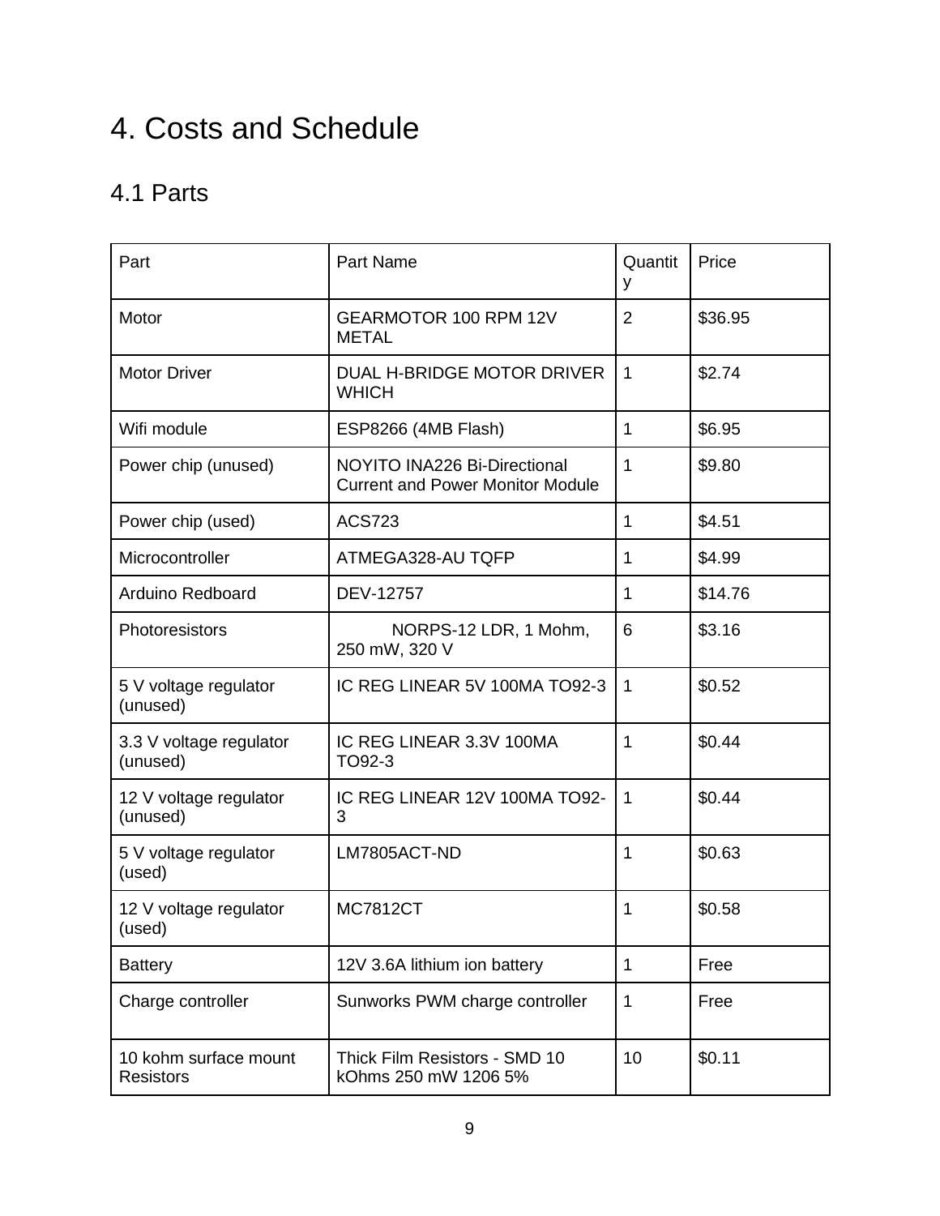# 4. Costs and Schedule

## 4.1 Parts

| Part | Part Name | Quantity | Price |
| --- | --- | --- | --- |
| Motor | GEARMOTOR 100 RPM 12V METAL | 2 | $36.95 |
| Motor Driver | DUAL H-BRIDGE MOTOR DRIVER WHICH | 1 | $2.74 |
| Wifi module | ESP8266 (4MB Flash) | 1 | $6.95 |
| Power chip (unused) | NOYITO INA226 Bi-Directional Current and Power Monitor Module | 1 | $9.80 |
| Power chip (used) | ACS723 | 1 | $4.51 |
| Microcontroller | ATMEGA328-AU TQFP | 1 | $4.99 |
| Arduino Redboard | DEV-12757 | 1 | $14.76 |
| Photoresistors | NORPS-12 LDR, 1 Mohm, 250 mW, 320 V | 6 | $3.16 |
| 5 V voltage regulator (unused) | IC REG LINEAR 5V 100MA TO92-3 | 1 | $0.52 |
| 3.3 V voltage regulator (unused) | IC REG LINEAR 3.3V 100MA TO92-3 | 1 | $0.44 |
| 12 V voltage regulator (unused) | IC REG LINEAR 12V 100MA TO92-3 | 1 | $0.44 |
| 5 V voltage regulator (used) | LM7805ACT-ND | 1 | $0.63 |
| 12 V voltage regulator (used) | MC7812CT | 1 | $0.58 |
| Battery | 12V 3.6A lithium ion battery | 1 | Free |
| Charge controller | Sunworks PWM charge controller | 1 | Free |
| 10 kohm surface mount Resistors | Thick Film Resistors - SMD 10 kOhms 250 mW 1206 5% | 10 | $0.11 |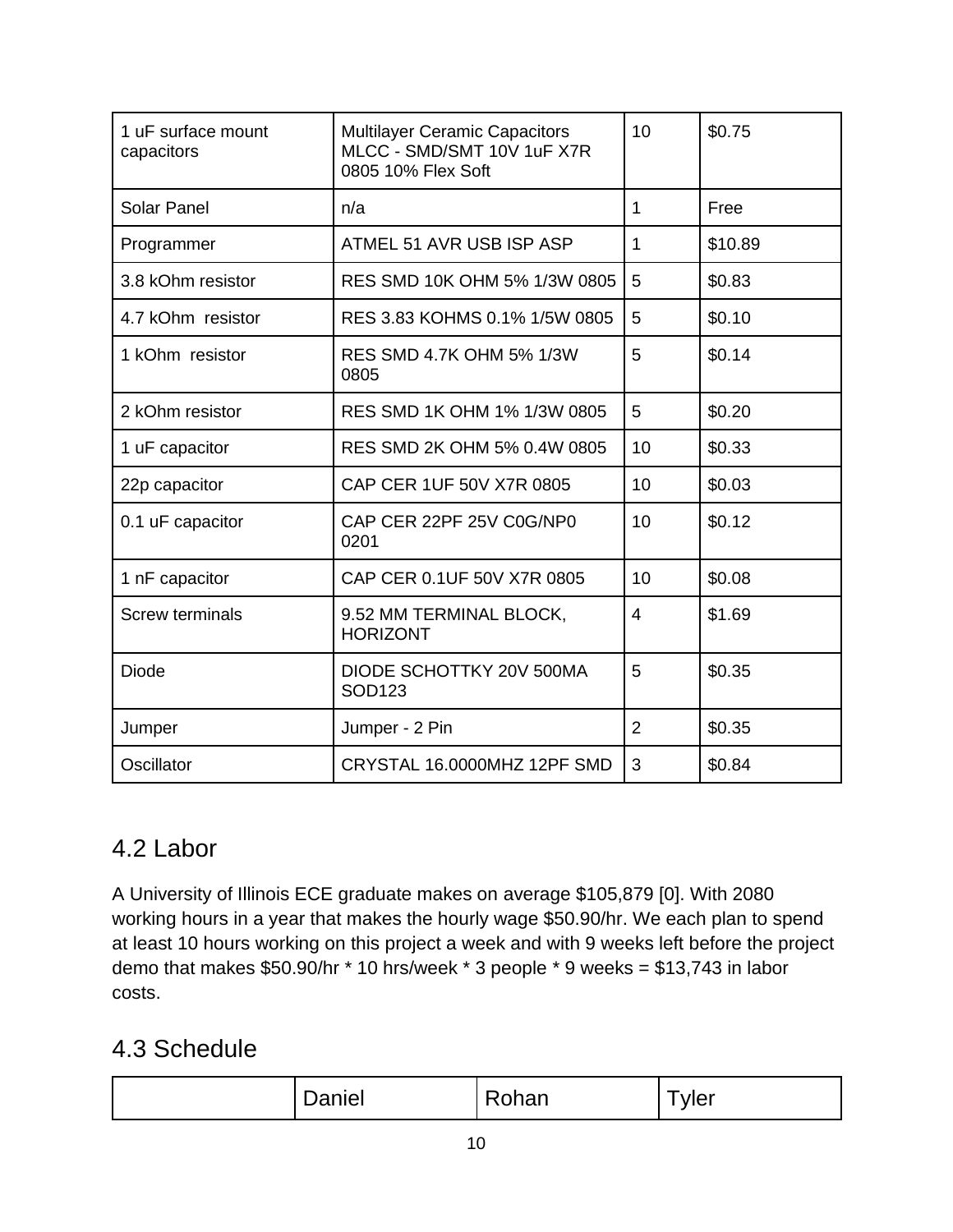| 1 uF surface mount capacitors | Multilayer Ceramic Capacitors MLCC - SMD/SMT 10V 1uF X7R 0805 10% Flex Soft | 10 | $0.75 |
|---|---|---|---|
| Solar Panel | n/a | 1 | Free |
| Programmer | ATMEL 51 AVR USB ISP ASP | 1 | $10.89 |
| 3.8 kOhm resistor | RES SMD 10K OHM 5% 1/3W 0805 | 5 | $0.83 |
| 4.7 kOhm resistor | RES 3.83 KOHMS 0.1% 1/5W 0805 | 5 | $0.10 |
| 1 kOhm resistor | RES SMD 4.7K OHM 5% 1/3W 0805 | 5 | $0.14 |
| 2 kOhm resistor | RES SMD 1K OHM 1% 1/3W 0805 | 5 | $0.20 |
| 1 uF capacitor | RES SMD 2K OHM 5% 0.4W 0805 | 10 | $0.33 |
| 22p capacitor | CAP CER 1UF 50V X7R 0805 | 10 | $0.03 |
| 0.1 uF capacitor | CAP CER 22PF 25V C0G/NP0 0201 | 10 | $0.12 |
| 1 nF capacitor | CAP CER 0.1UF 50V X7R 0805 | 10 | $0.08 |
| Screw terminals | 9.52 MM TERMINAL BLOCK, HORIZONT | 4 | $1.69 |
| Diode | DIODE SCHOTTKY 20V 500MA SOD123 | 5 | $0.35 |
| Jumper | Jumper - 2 Pin | 2 | $0.35 |
| Oscillator | CRYSTAL 16.0000MHZ 12PF SMD | 3 | $0.84 |

## 4.2 Labor

A University of Illinois ECE graduate makes on average $105,879 [0]. With 2080 working hours in a year that makes the hourly wage $50.90/hr. We each plan to spend at least 10 hours working on this project a week and with 9 weeks left before the project demo that makes $50.90/hr * 10 hrs/week * 3 people * 9 weeks = $13,743 in labor costs.

## 4.3 Schedule

| | Daniel | Rohan | Tyler |
|---|---|---|---|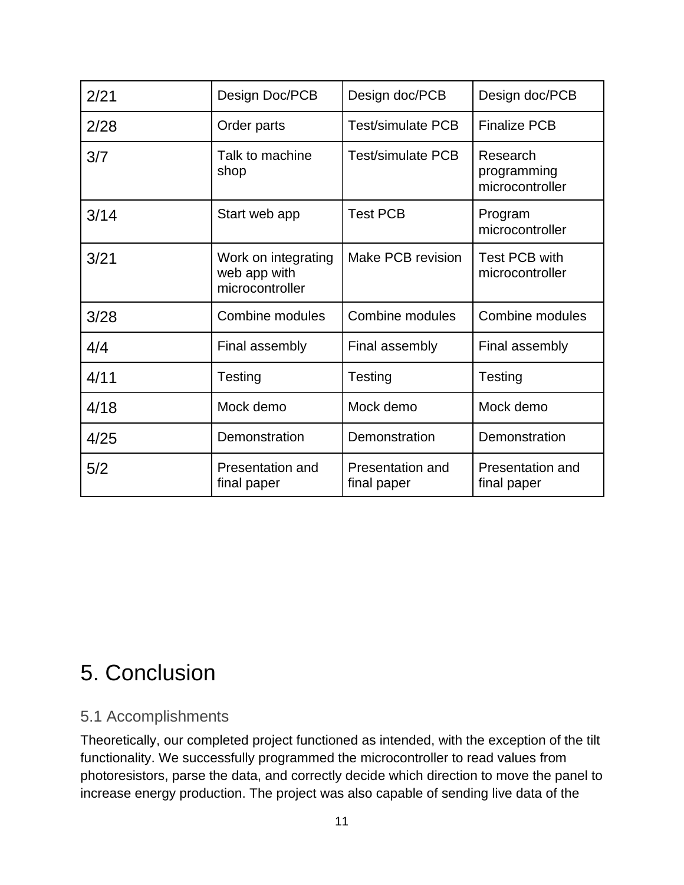| 2/21 | Design Doc/PCB | Design doc/PCB | Design doc/PCB |
|---|---|---|---|
| 2/28 | Order parts | Test/simulate PCB | Finalize PCB |
| 3/7 | Talk to machine shop | Test/simulate PCB | Research programming microcontroller |
| 3/14 | Start web app | Test PCB | Program microcontroller |
| 3/21 | Work on integrating web app with microcontroller | Make PCB revision | Test PCB with microcontroller |
| 3/28 | Combine modules | Combine modules | Combine modules |
| 4/4 | Final assembly | Final assembly | Final assembly |
| 4/11 | Testing | Testing | Testing |
| 4/18 | Mock demo | Mock demo | Mock demo |
| 4/25 | Demonstration | Demonstration | Demonstration |
| 5/2 | Presentation and final paper | Presentation and final paper | Presentation and final paper |

# 5. Conclusion

## 5.1 Accomplishments

Theoretically, our completed project functioned as intended, with the exception of the tilt functionality. We successfully programmed the microcontroller to read values from photoresistors, parse the data, and correctly decide which direction to move the panel to increase energy production. The project was also capable of sending live data of the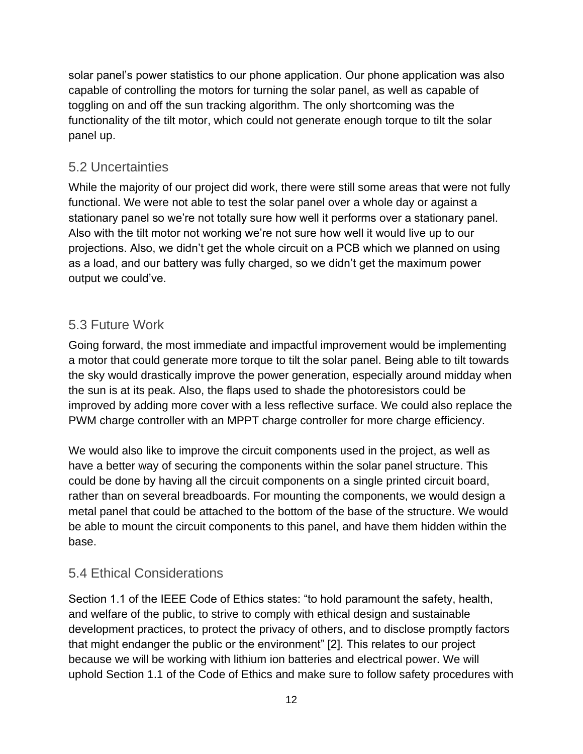solar panel’s power statistics to our phone application. Our phone application was also capable of controlling the motors for turning the solar panel, as well as capable of toggling on and off the sun tracking algorithm. The only shortcoming was the functionality of the tilt motor, which could not generate enough torque to tilt the solar panel up.

## 5.2 Uncertainties

While the majority of our project did work, there were still some areas that were not fully functional. We were not able to test the solar panel over a whole day or against a stationary panel so we’re not totally sure how well it performs over a stationary panel. Also with the tilt motor not working we’re not sure how well it would live up to our projections. Also, we didn’t get the whole circuit on a PCB which we planned on using as a load, and our battery was fully charged, so we didn’t get the maximum power output we could’ve.

## 5.3 Future Work

Going forward, the most immediate and impactful improvement would be implementing a motor that could generate more torque to tilt the solar panel. Being able to tilt towards the sky would drastically improve the power generation, especially around midday when the sun is at its peak. Also, the flaps used to shade the photoresistors could be improved by adding more cover with a less reflective surface. We could also replace the PWM charge controller with an MPPT charge controller for more charge efficiency.

We would also like to improve the circuit components used in the project, as well as have a better way of securing the components within the solar panel structure. This could be done by having all the circuit components on a single printed circuit board, rather than on several breadboards. For mounting the components, we would design a metal panel that could be attached to the bottom of the base of the structure. We would be able to mount the circuit components to this panel, and have them hidden within the base.

## 5.4 Ethical Considerations

Section 1.1 of the IEEE Code of Ethics states: “to hold paramount the safety, health, and welfare of the public, to strive to comply with ethical design and sustainable development practices, to protect the privacy of others, and to disclose promptly factors that might endanger the public or the environment” [2]. This relates to our project because we will be working with lithium ion batteries and electrical power. We will uphold Section 1.1 of the Code of Ethics and make sure to follow safety procedures with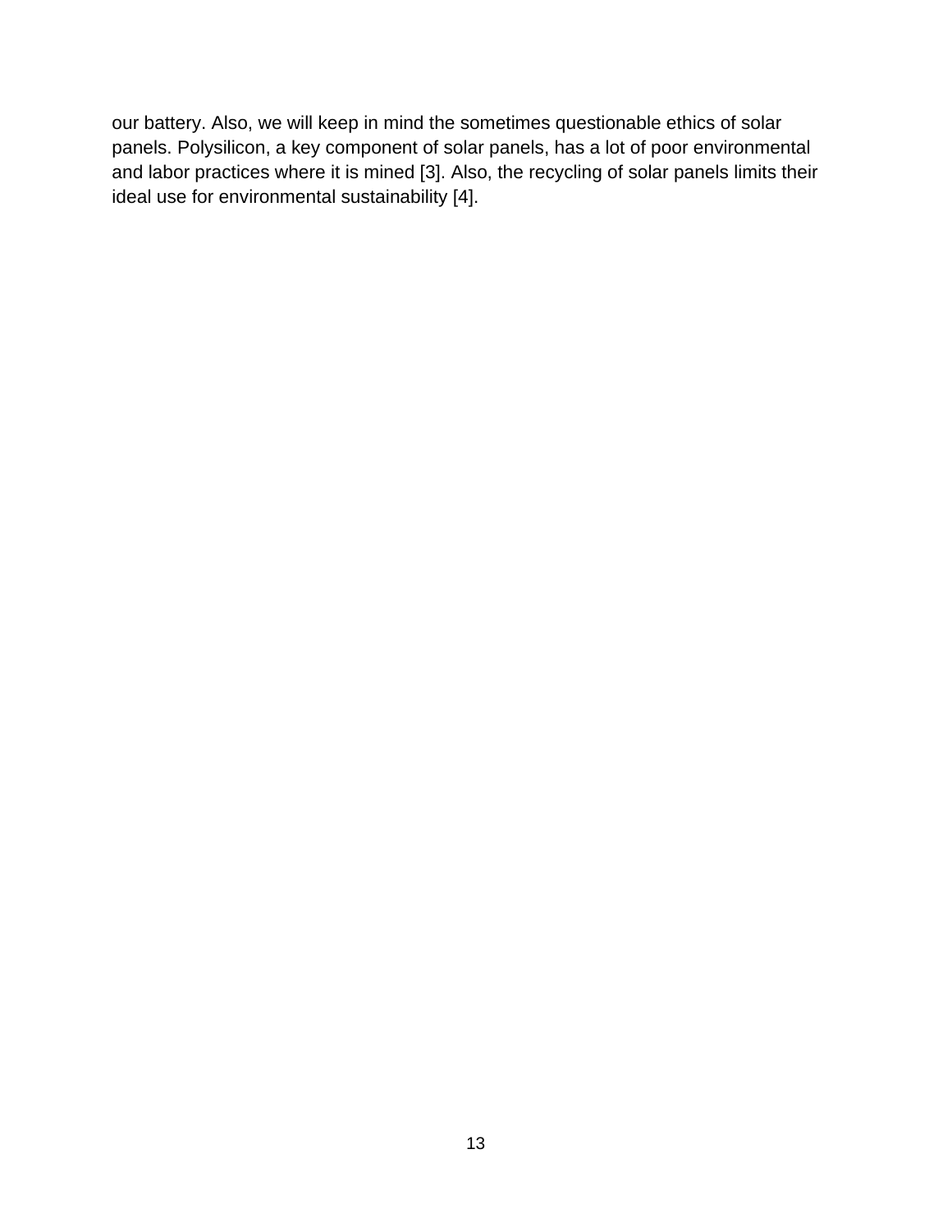our battery. Also, we will keep in mind the sometimes questionable ethics of solar panels. Polysilicon, a key component of solar panels, has a lot of poor environmental and labor practices where it is mined [3]. Also, the recycling of solar panels limits their ideal use for environmental sustainability [4].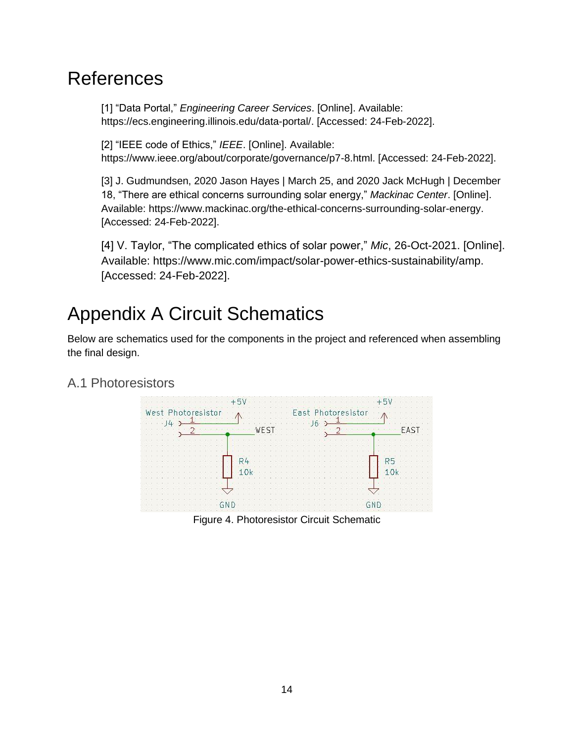# References

[1] "Data Portal," *Engineering Career Services*. [Online]. Available: https://ecs.engineering.illinois.edu/data-portal/. [Accessed: 24-Feb-2022].

[2] "IEEE code of Ethics," *IEEE*. [Online]. Available: https://www.ieee.org/about/corporate/governance/p7-8.html. [Accessed: 24-Feb-2022].

[3] J. Gudmundsen, 2020 Jason Hayes | March 25, and 2020 Jack McHugh | December 18, "There are ethical concerns surrounding solar energy," *Mackinac Center*. [Online]. Available: https://www.mackinac.org/the-ethical-concerns-surrounding-solar-energy. [Accessed: 24-Feb-2022].

[4] V. Taylor, "The complicated ethics of solar power," *Mic*, 26-Oct-2021. [Online]. Available: https://www.mic.com/impact/solar-power-ethics-sustainability/amp. [Accessed: 24-Feb-2022].

# Appendix A Circuit Schematics

Below are schematics used for the components in the project and referenced when assembling the final design.

## A.1 Photoresistors

Figure 4. Photoresistor Circuit Schematic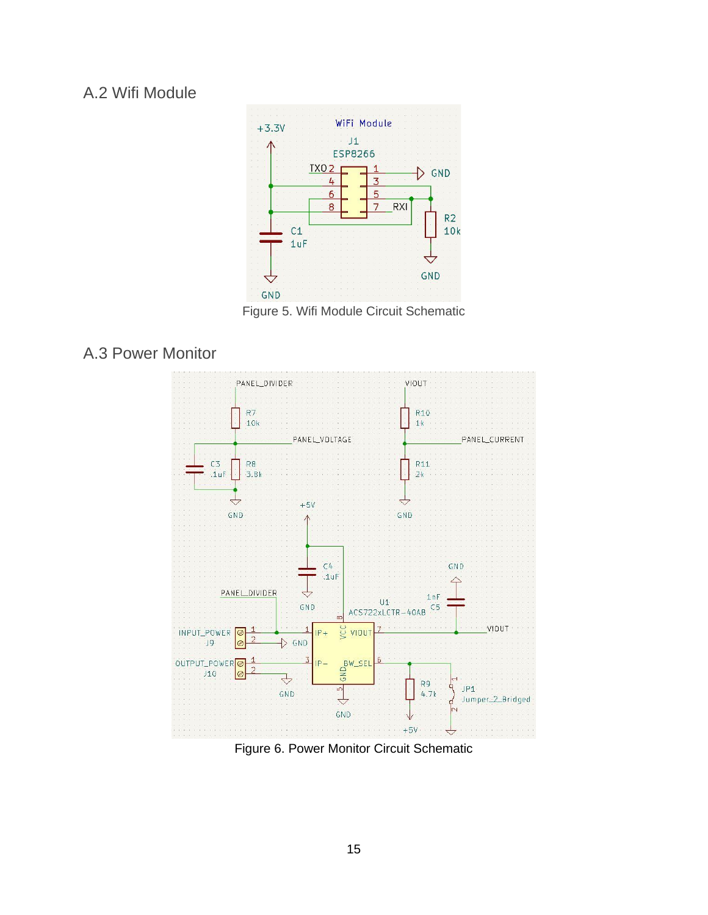## A.2 Wifi Module

Figure 5. Wifi Module Circuit Schematic

## A.3 Power Monitor

Figure 6. Power Monitor Circuit Schematic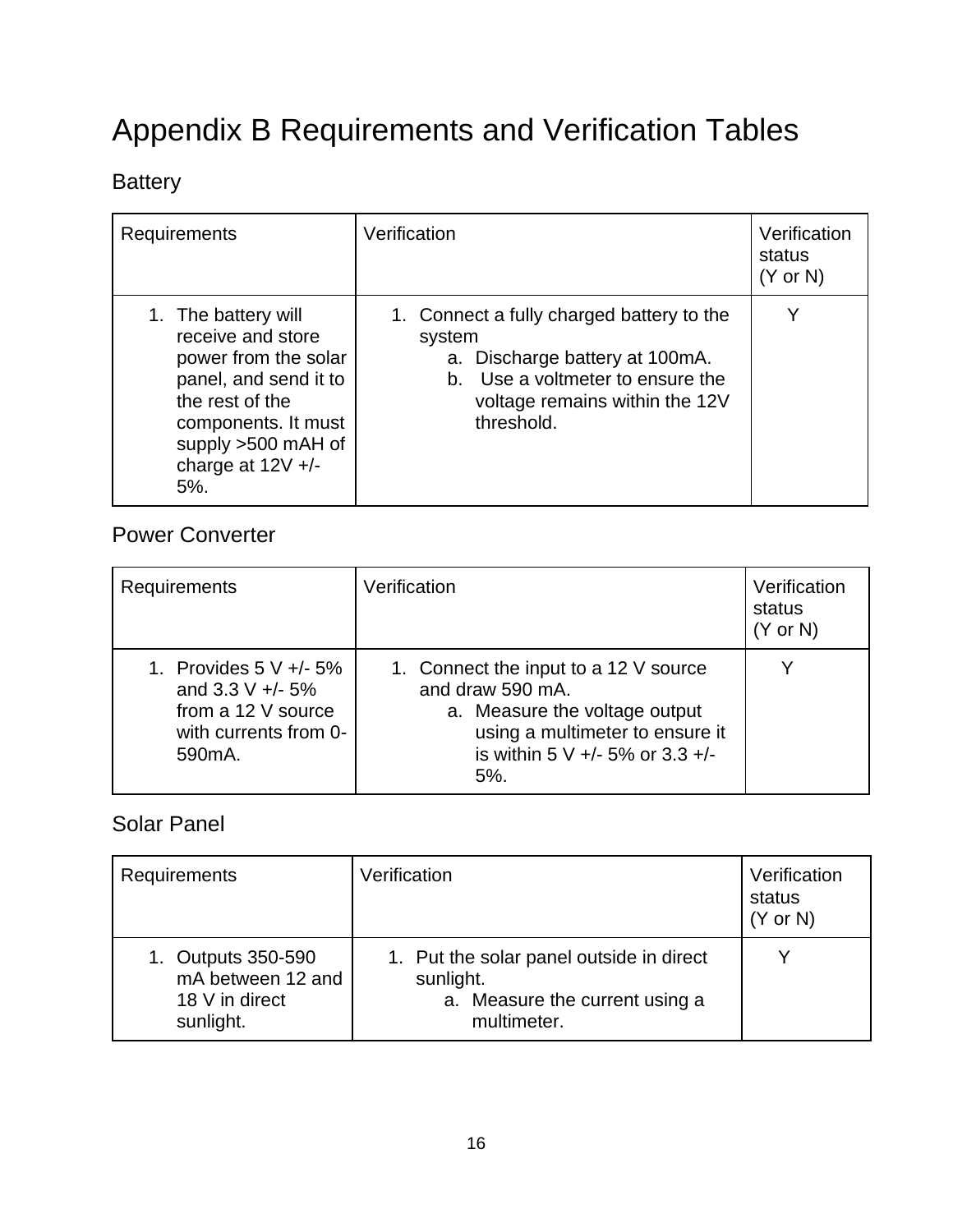# Appendix B Requirements and Verification Tables

## Battery

| Requirements | Verification | Verification status (Y or N) |
|---|---|---|
| 1. The battery will receive and store power from the solar panel, and send it to the rest of the components. It must supply >500 mAH of charge at 12V +/- 5%. | 1. Connect a fully charged battery to the system<br>a. Discharge battery at 100mA.<br>b. Use a voltmeter to ensure the voltage remains within the 12V threshold. | Y |

## Power Converter

| Requirements | Verification | Verification status (Y or N) |
|---|---|---|
| 1. Provides 5 V +/- 5% and 3.3 V +/- 5% from a 12 V source with currents from 0-590mA. | 1. Connect the input to a 12 V source and draw 590 mA.<br>a. Measure the voltage output using a multimeter to ensure it is within 5 V +/- 5% or 3.3 +/- 5%. | Y |

## Solar Panel

| Requirements | Verification | Verification status (Y or N) |
|---|---|---|
| 1. Outputs 350-590 mA between 12 and 18 V in direct sunlight. | 1. Put the solar panel outside in direct sunlight.<br>a. Measure the current using a multimeter. | Y |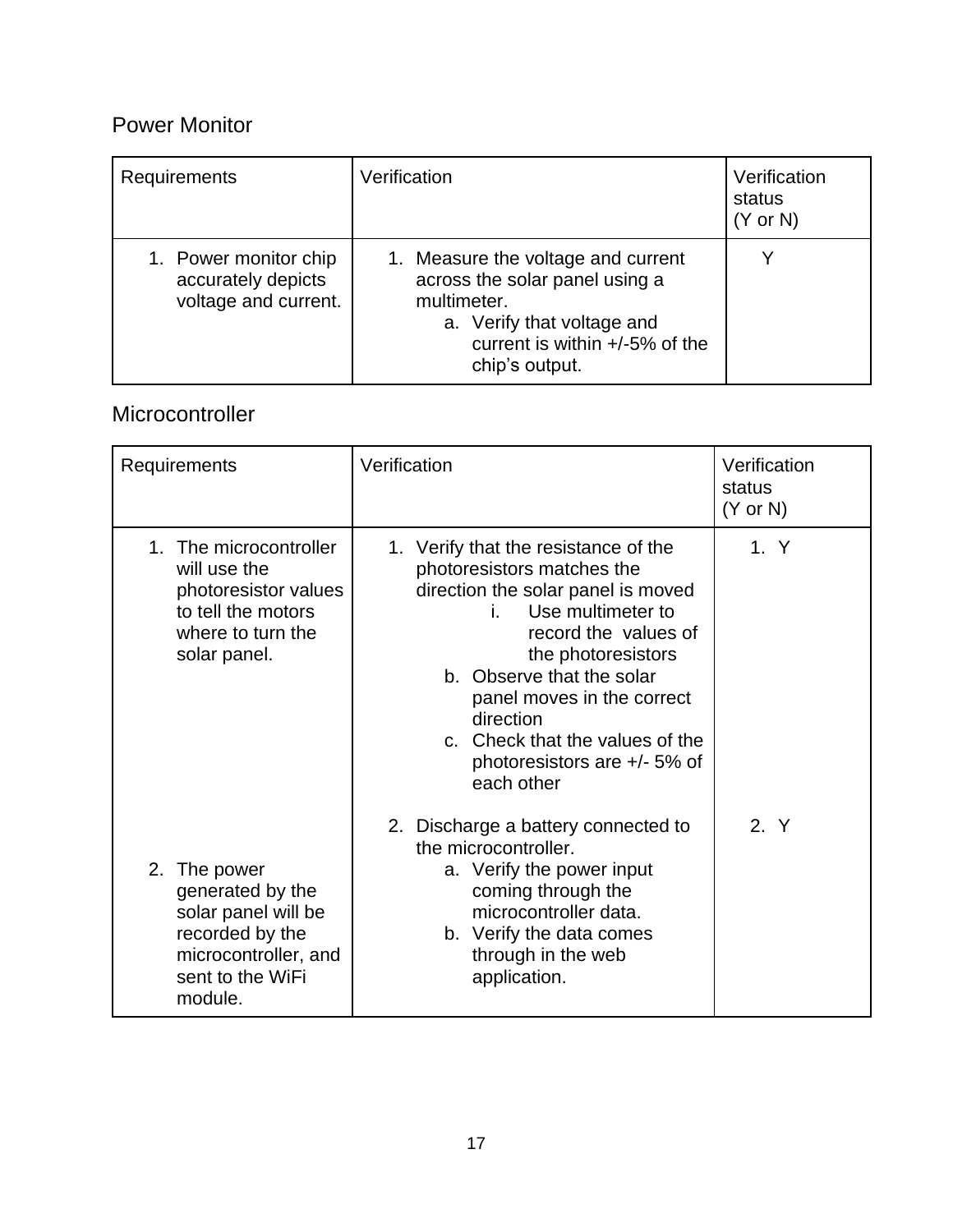## Power Monitor

| Requirements | Verification | Verification status (Y or N) |
|---|---|---|
| 1. Power monitor chip accurately depicts voltage and current. | 1. Measure the voltage and current across the solar panel using a multimeter.<br>a. Verify that voltage and current is within +/-5% of the chip's output. | Y |

## Microcontroller

| Requirements | Verification | Verification status (Y or N) |
|---|---|---|
| 1. The microcontroller will use the photoresistor values to tell the motors where to turn the solar panel. | 1. Verify that the resistance of the photoresistors matches the direction the solar panel is moved<br>i. Use multimeter to record the values of the photoresistors<br>b. Observe that the solar panel moves in the correct direction<br>c. Check that the values of the photoresistors are +/- 5% of each other | 1. Y |
| 2. The power generated by the solar panel will be recorded by the microcontroller, and sent to the WiFi module. | 2. Discharge a battery connected to the microcontroller.<br>a. Verify the power input coming through the microcontroller data.<br>b. Verify the data comes through in the web application. | 2. Y |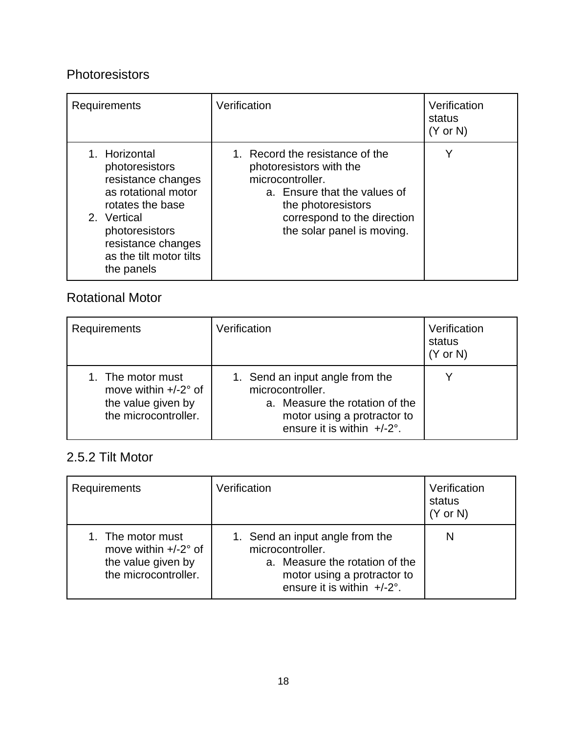### Photoresistors

| Requirements | Verification | Verification status (Y or N) |
| --- | --- | --- |
| 1. Horizontal photoresistors resistance changes as rotational motor rotates the base<br>2. Vertical photoresistors resistance changes as the tilt motor tilts the panels | 1. Record the resistance of the photoresistors with the microcontroller.<br>a. Ensure that the values of the photoresistors correspond to the direction the solar panel is moving. | Y |

### Rotational Motor

| Requirements | Verification | Verification status (Y or N) |
| --- | --- | --- |
| 1. The motor must move within +/-2° of the value given by the microcontroller. | 1. Send an input angle from the microcontroller.<br>a. Measure the rotation of the motor using a protractor to ensure it is within +/-2°. | Y |

### 2.5.2 Tilt Motor

| Requirements | Verification | Verification status (Y or N) |
| --- | --- | --- |
| 1. The motor must move within +/-2° of the value given by the microcontroller. | 1. Send an input angle from the microcontroller.<br>a. Measure the rotation of the motor using a protractor to ensure it is within +/-2°. | N |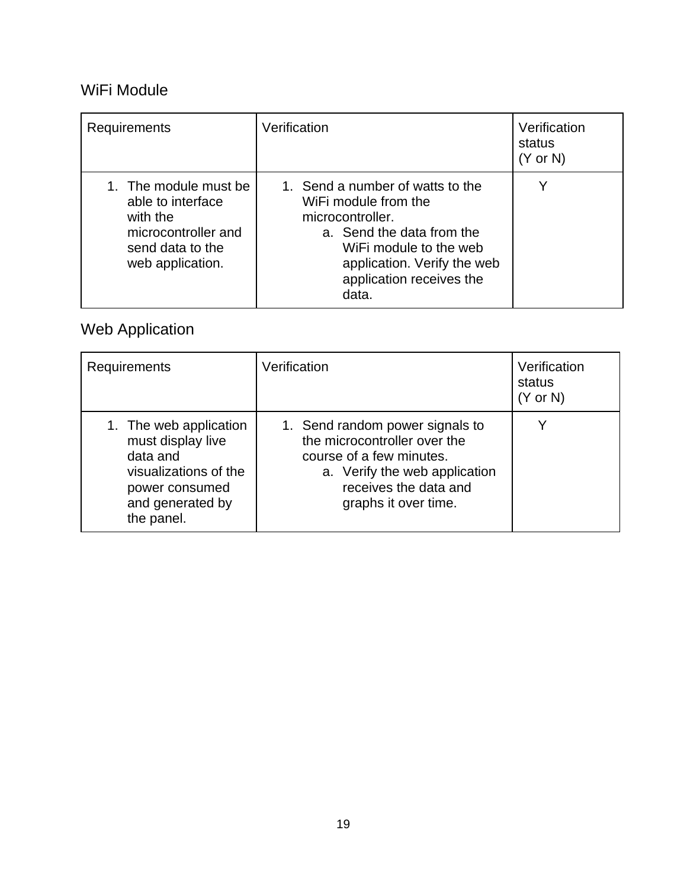## WiFi Module

| Requirements | Verification | Verification status (Y or N) |
|---|---|---|
| 1. The module must be able to interface with the microcontroller and send data to the web application. | 1. Send a number of watts to the WiFi module from the microcontroller.<br>a. Send the data from the WiFi module to the web application. Verify the web application receives the data. | Y |

## Web Application

| Requirements | Verification | Verification status (Y or N) |
|---|---|---|
| 1. The web application must display live data and visualizations of the power consumed and generated by the panel. | 1. Send random power signals to the microcontroller over the course of a few minutes.<br>a. Verify the web application receives the data and graphs it over time. | Y |